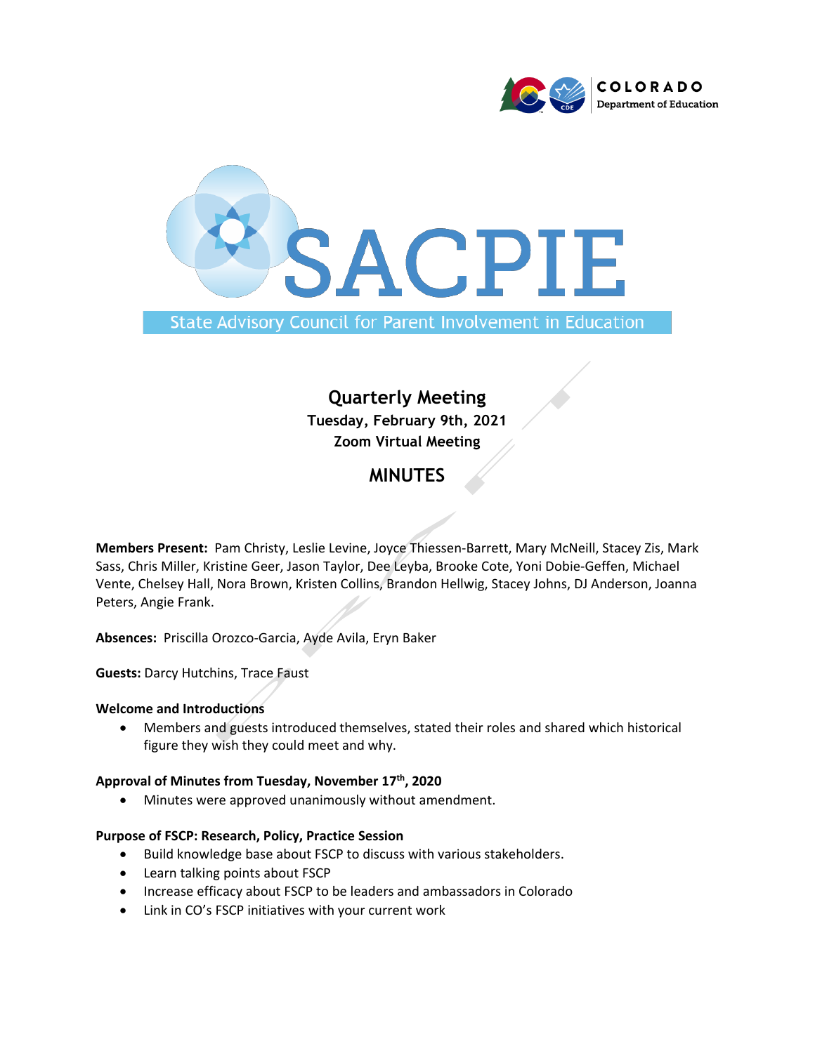COLORADO
Department of Education

# SACPIE

State Advisory Council for Parent Involvement in Education

## Quarterly Meeting

**Tuesday, February 9th, 2021**

**Zoom Virtual Meeting**

## MINUTES

**Members Present:** Pam Christy, Leslie Levine, Joyce Thiessen-Barrett, Mary McNeill, Stacey Zis, Mark Sass, Chris Miller, Kristine Geer, Jason Taylor, Dee Leyba, Brooke Cote, Yoni Dobie-Geffen, Michael Vente, Chelsey Hall, Nora Brown, Kristen Collins, Brandon Hellwig, Stacey Johns, DJ Anderson, Joanna Peters, Angie Frank.

**Absences:** Priscilla Orozco-Garcia, Ayde Avila, Eryn Baker

**Guests:** Darcy Hutchins, Trace Faust

### Welcome and Introductions

- Members and guests introduced themselves, stated their roles and shared which historical figure they wish they could meet and why.

### Approval of Minutes from Tuesday, November 17th, 2020

- Minutes were approved unanimously without amendment.

### Purpose of FSCP: Research, Policy, Practice Session

- Build knowledge base about FSCP to discuss with various stakeholders.
- Learn talking points about FSCP
- Increase efficacy about FSCP to be leaders and ambassadors in Colorado
- Link in CO's FSCP initiatives with your current work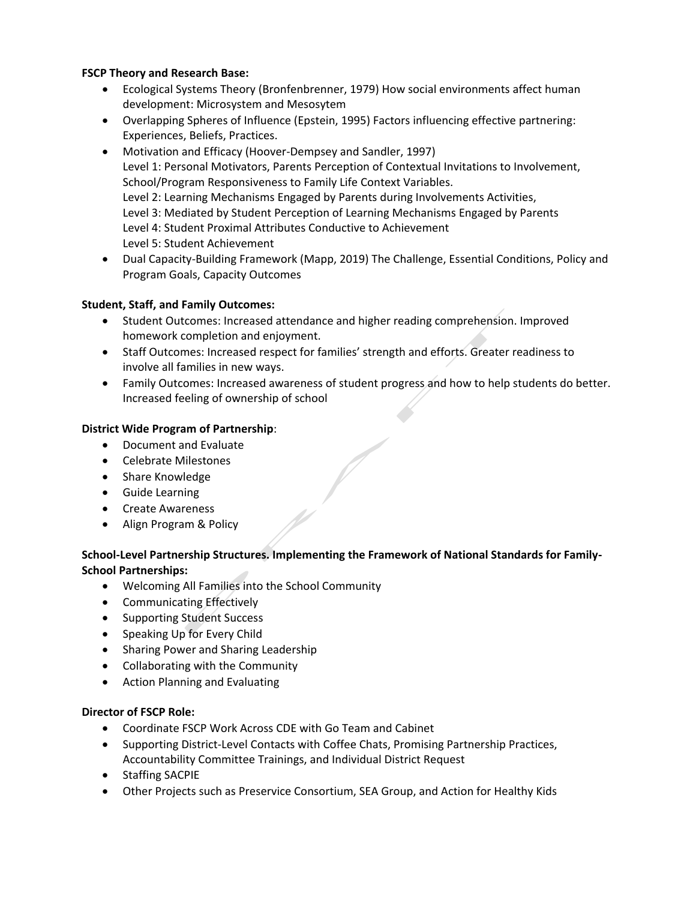**FSCP Theory and Research Base:**

- Ecological Systems Theory (Bronfenbrenner, 1979) How social environments affect human development: Microsystem and Mesosytem
- Overlapping Spheres of Influence (Epstein, 1995) Factors influencing effective partnering: Experiences, Beliefs, Practices.
- Motivation and Efficacy (Hoover-Dempsey and Sandler, 1997)
  Level 1: Personal Motivators, Parents Perception of Contextual Invitations to Involvement, School/Program Responsiveness to Family Life Context Variables.
  Level 2: Learning Mechanisms Engaged by Parents during Involvements Activities,
  Level 3: Mediated by Student Perception of Learning Mechanisms Engaged by Parents
  Level 4: Student Proximal Attributes Conductive to Achievement
  Level 5: Student Achievement
- Dual Capacity-Building Framework (Mapp, 2019) The Challenge, Essential Conditions, Policy and Program Goals, Capacity Outcomes

**Student, Staff, and Family Outcomes:**

- Student Outcomes: Increased attendance and higher reading comprehension. Improved homework completion and enjoyment.
- Staff Outcomes: Increased respect for families' strength and efforts. Greater readiness to involve all families in new ways.
- Family Outcomes: Increased awareness of student progress and how to help students do better. Increased feeling of ownership of school

**District Wide Program of Partnership**:

- Document and Evaluate
- Celebrate Milestones
- Share Knowledge
- Guide Learning
- Create Awareness
- Align Program & Policy

**School-Level Partnership Structures. Implementing the Framework of National Standards for Family-School Partnerships:**

- Welcoming All Families into the School Community
- Communicating Effectively
- Supporting Student Success
- Speaking Up for Every Child
- Sharing Power and Sharing Leadership
- Collaborating with the Community
- Action Planning and Evaluating

**Director of FSCP Role:**

- Coordinate FSCP Work Across CDE with Go Team and Cabinet
- Supporting District-Level Contacts with Coffee Chats, Promising Partnership Practices, Accountability Committee Trainings, and Individual District Request
- Staffing SACPIE
- Other Projects such as Preservice Consortium, SEA Group, and Action for Healthy Kids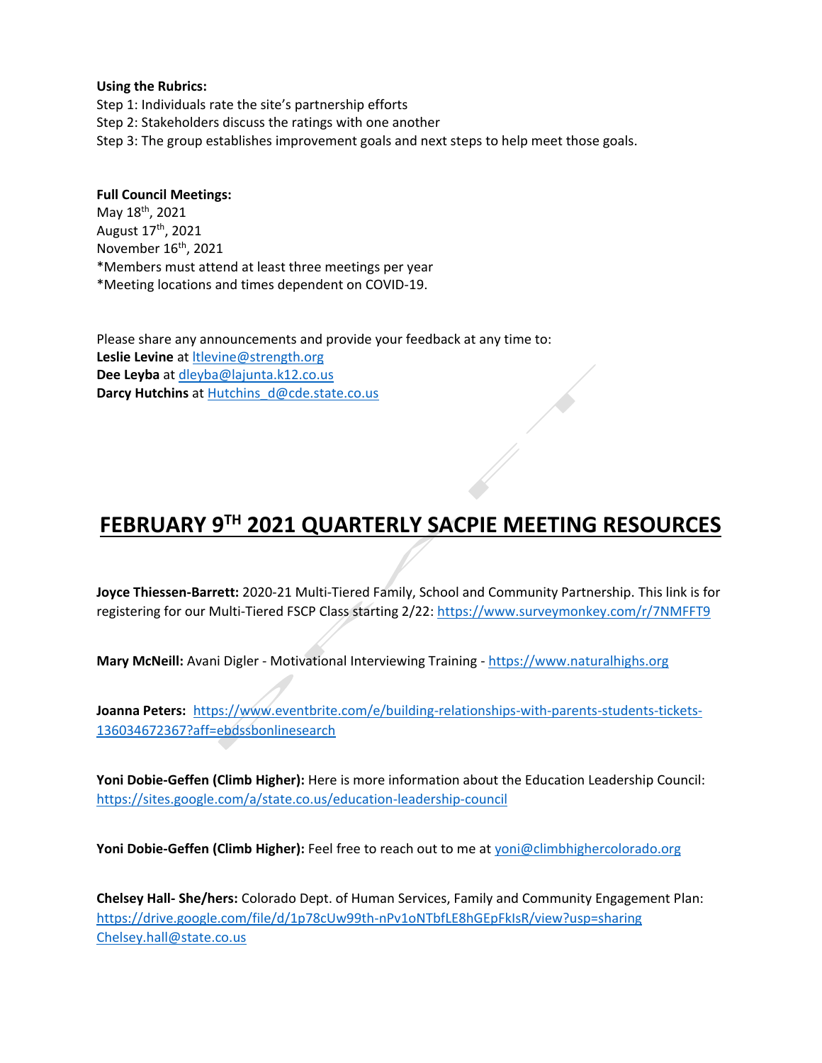**Using the Rubrics:**
Step 1: Individuals rate the site's partnership efforts
Step 2: Stakeholders discuss the ratings with one another
Step 3: The group establishes improvement goals and next steps to help meet those goals.

**Full Council Meetings:**
May 18th, 2021
August 17th, 2021
November 16th, 2021
*Members must attend at least three meetings per year
*Meeting locations and times dependent on COVID-19.

Please share any announcements and provide your feedback at any time to:
**Leslie Levine** at ltlevine@strength.org
**Dee Leyba** at dleyba@lajunta.k12.co.us
**Darcy Hutchins** at Hutchins_d@cde.state.co.us

# FEBRUARY 9TH 2021 QUARTERLY SACPIE MEETING RESOURCES

**Joyce Thiessen-Barrett:** 2020-21 Multi-Tiered Family, School and Community Partnership. This link is for registering for our Multi-Tiered FSCP Class starting 2/22: https://www.surveymonkey.com/r/7NMFFT9

**Mary McNeill:** Avani Digler - Motivational Interviewing Training - https://www.naturalhighs.org

**Joanna Peters:** https://www.eventbrite.com/e/building-relationships-with-parents-students-tickets-136034672367?aff=ebdssbonlinesearch

**Yoni Dobie-Geffen (Climb Higher):** Here is more information about the Education Leadership Council: https://sites.google.com/a/state.co.us/education-leadership-council

**Yoni Dobie-Geffen (Climb Higher):** Feel free to reach out to me at yoni@climbhighercolorado.org

**Chelsey Hall- She/hers:** Colorado Dept. of Human Services, Family and Community Engagement Plan: https://drive.google.com/file/d/1p78cUw99th-nPv1oNTbfLE8hGEpFkIsR/view?usp=sharing
Chelsey.hall@state.co.us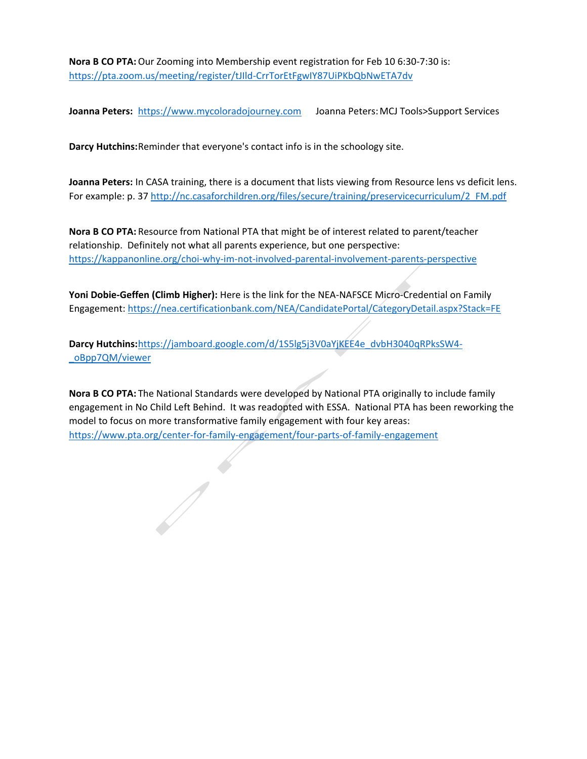**Nora B CO PTA:** Our Zooming into Membership event registration for Feb 10 6:30-7:30 is: https://pta.zoom.us/meeting/register/tJIld-CrrTorEtFgwIY87UiPKbQbNwETA7dv

**Joanna Peters:** https://www.mycoloradojourney.com Joanna Peters: MCJ Tools>Support Services

**Darcy Hutchins:** Reminder that everyone's contact info is in the schoology site.

**Joanna Peters:** In CASA training, there is a document that lists viewing from Resource lens vs deficit lens. For example: p. 37 http://nc.casaforchildren.org/files/secure/training/preservicecurriculum/2_FM.pdf

**Nora B CO PTA:** Resource from National PTA that might be of interest related to parent/teacher relationship. Definitely not what all parents experience, but one perspective: https://kappanonline.org/choi-why-im-not-involved-parental-involvement-parents-perspective

**Yoni Dobie-Geffen (Climb Higher):** Here is the link for the NEA-NAFSCE Micro-Credential on Family Engagement: https://nea.certificationbank.com/NEA/CandidatePortal/CategoryDetail.aspx?Stack=FE

**Darcy Hutchins:** https://jamboard.google.com/d/1S5lg5j3V0aYjKEE4e_dvbH3040qRPksSW4-_oBpp7QM/viewer

**Nora B CO PTA:** The National Standards were developed by National PTA originally to include family engagement in No Child Left Behind. It was readopted with ESSA. National PTA has been reworking the model to focus on more transformative family engagement with four key areas: https://www.pta.org/center-for-family-engagement/four-parts-of-family-engagement